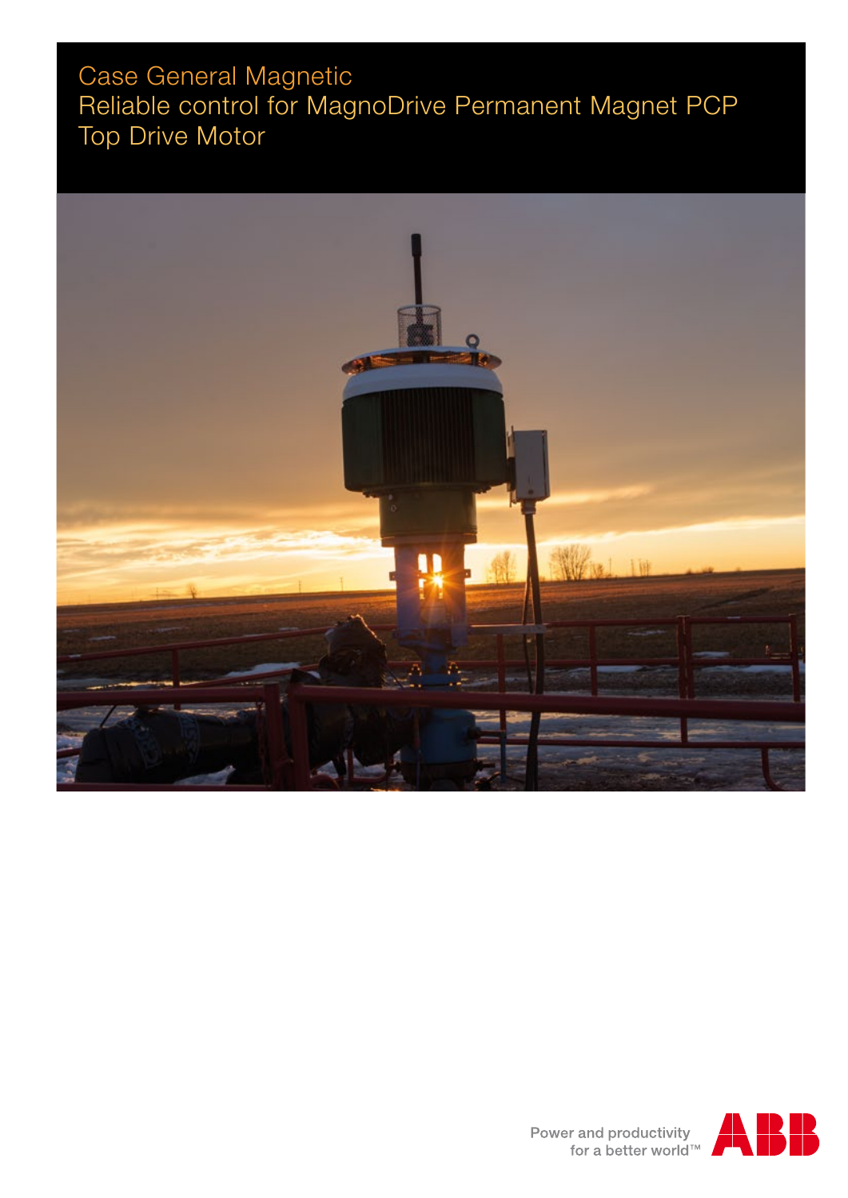# Case General Magnetic
# Reliable control for MagnoDrive Permanent Magnet PCP Top Drive Motor

Power and productivity for a better world™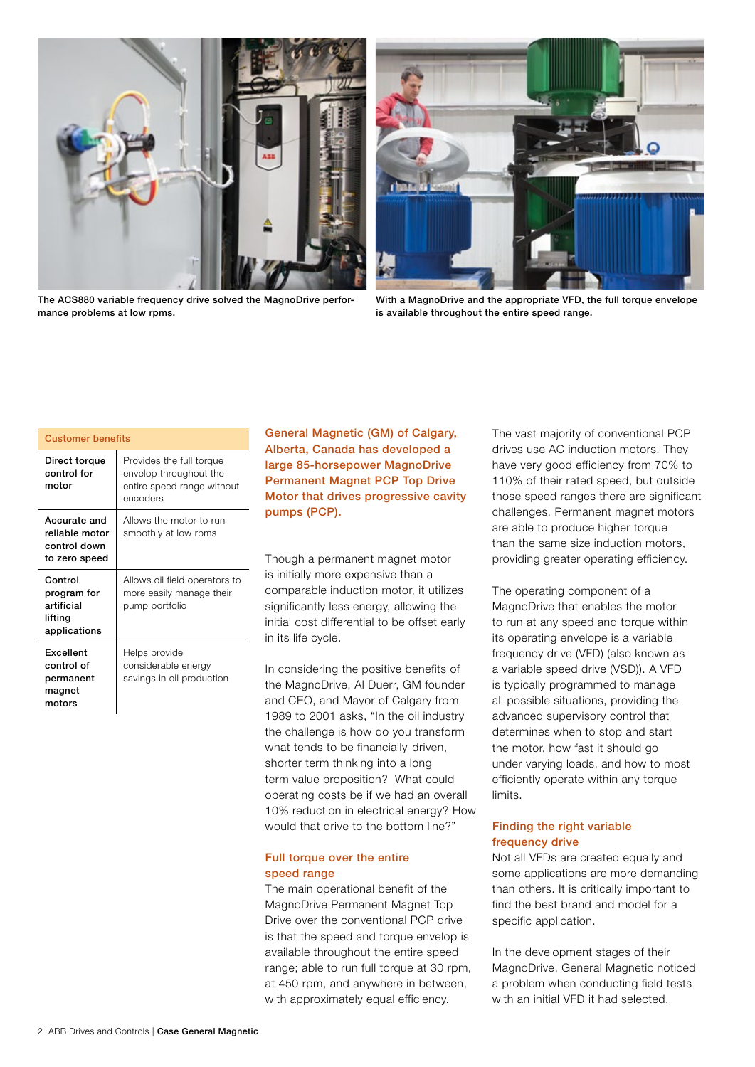The ACS880 variable frequency drive solved the MagnoDrive performance problems at low rpms.

With a MagnoDrive and the appropriate VFD, the full torque envelope is available throughout the entire speed range.

| Customer benefits | |
|---|---|
| **Direct torque control for motor** | Provides the full torque envelop throughout the entire speed range without encoders |
| **Accurate and reliable motor control down to zero speed** | Allows the motor to run smoothly at low rpms |
| **Control program for artificial lifting applications** | Allows oil field operators to more easily manage their pump portfolio |
| **Excellent control of permanent magnet motors** | Helps provide considerable energy savings in oil production |

**General Magnetic (GM) of Calgary, Alberta, Canada has developed a large 85-horsepower MagnoDrive Permanent Magnet PCP Top Drive Motor that drives progressive cavity pumps (PCP).**

Though a permanent magnet motor is initially more expensive than a comparable induction motor, it utilizes significantly less energy, allowing the initial cost differential to be offset early in its life cycle.

In considering the positive benefits of the MagnoDrive, Al Duerr, GM founder and CEO, and Mayor of Calgary from 1989 to 2001 asks, "In the oil industry the challenge is how do you transform what tends to be financially-driven, shorter term thinking into a long term value proposition? What could operating costs be if we had an overall 10% reduction in electrical energy? How would that drive to the bottom line?"

## Full torque over the entire speed range

The main operational benefit of the MagnoDrive Permanent Magnet Top Drive over the conventional PCP drive is that the speed and torque envelop is available throughout the entire speed range; able to run full torque at 30 rpm, at 450 rpm, and anywhere in between, with approximately equal efficiency.

The vast majority of conventional PCP drives use AC induction motors. They have very good efficiency from 70% to 110% of their rated speed, but outside those speed ranges there are significant challenges. Permanent magnet motors are able to produce higher torque than the same size induction motors, providing greater operating efficiency.

The operating component of a MagnoDrive that enables the motor to run at any speed and torque within its operating envelope is a variable frequency drive (VFD) (also known as a variable speed drive (VSD)). A VFD is typically programmed to manage all possible situations, providing the advanced supervisory control that determines when to stop and start the motor, how fast it should go under varying loads, and how to most efficiently operate within any torque limits.

## Finding the right variable frequency drive

Not all VFDs are created equally and some applications are more demanding than others. It is critically important to find the best brand and model for a specific application.

In the development stages of their MagnoDrive, General Magnetic noticed a problem when conducting field tests with an initial VFD it had selected.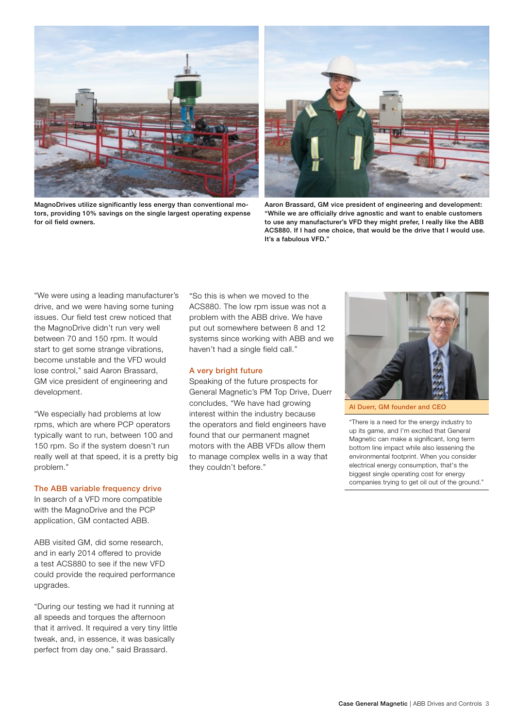MagnoDrives utilize significantly less energy than conventional motors, providing 10% savings on the single largest operating expense for oil field owners.

Aaron Brassard, GM vice president of engineering and development: "While we are officially drive agnostic and want to enable customers to use any manufacturer's VFD they might prefer, I really like the ABB ACS880. If I had one choice, that would be the drive that I would use. It's a fabulous VFD."

"We were using a leading manufacturer's drive, and we were having some tuning issues. Our field test crew noticed that the MagnoDrive didn't run very well between 70 and 150 rpm. It would start to get some strange vibrations, become unstable and the VFD would lose control," said Aaron Brassard, GM vice president of engineering and development.

"We especially had problems at low rpms, which are where PCP operators typically want to run, between 100 and 150 rpm. So if the system doesn't run really well at that speed, it is a pretty big problem."

## The ABB variable frequency drive

In search of a VFD more compatible with the MagnoDrive and the PCP application, GM contacted ABB.

ABB visited GM, did some research, and in early 2014 offered to provide a test ACS880 to see if the new VFD could provide the required performance upgrades.

"During our testing we had it running at all speeds and torques the afternoon that it arrived. It required a very tiny little tweak, and, in essence, it was basically perfect from day one." said Brassard.

"So this is when we moved to the ACS880. The low rpm issue was not a problem with the ABB drive. We have put out somewhere between 8 and 12 systems since working with ABB and we haven't had a single field call."

## A very bright future

Speaking of the future prospects for General Magnetic's PM Top Drive, Duerr concludes, "We have had growing interest within the industry because the operators and field engineers have found that our permanent magnet motors with the ABB VFDs allow them to manage complex wells in a way that they couldn't before."

Al Duerr, GM founder and CEO

"There is a need for the energy industry to up its game, and I'm excited that General Magnetic can make a significant, long term bottom line impact while also lessening the environmental footprint. When you consider electrical energy consumption, that's the biggest single operating cost for energy companies trying to get oil out of the ground."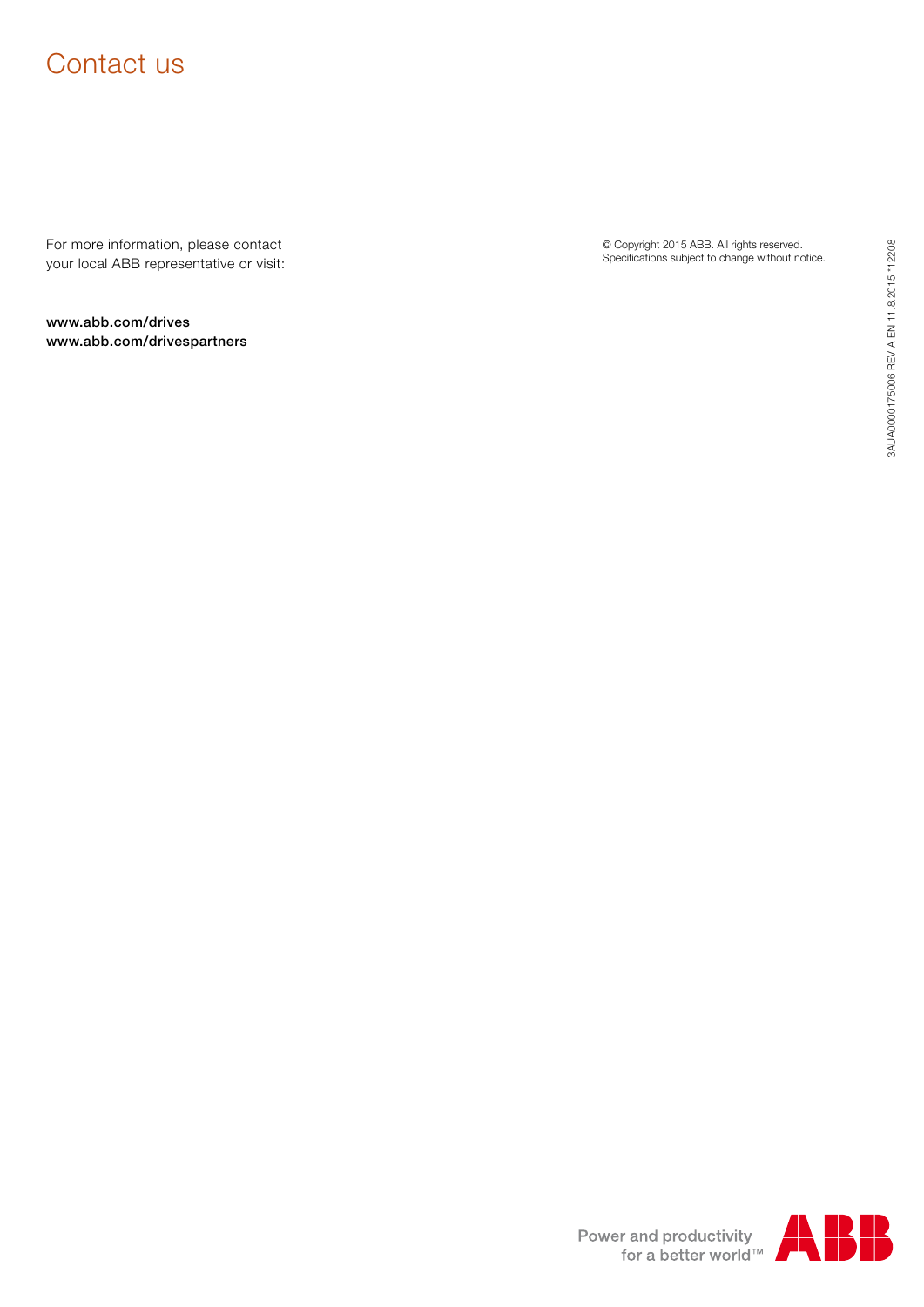# Contact us

For more information, please contact your local ABB representative or visit:

www.abb.com/drives
www.abb.com/drivespartners

© Copyright 2015 ABB. All rights reserved.
Specifications subject to change without notice.

3AUA0000175006 REV A EN 11.8.2015 *12208

Power and productivity for a better world™